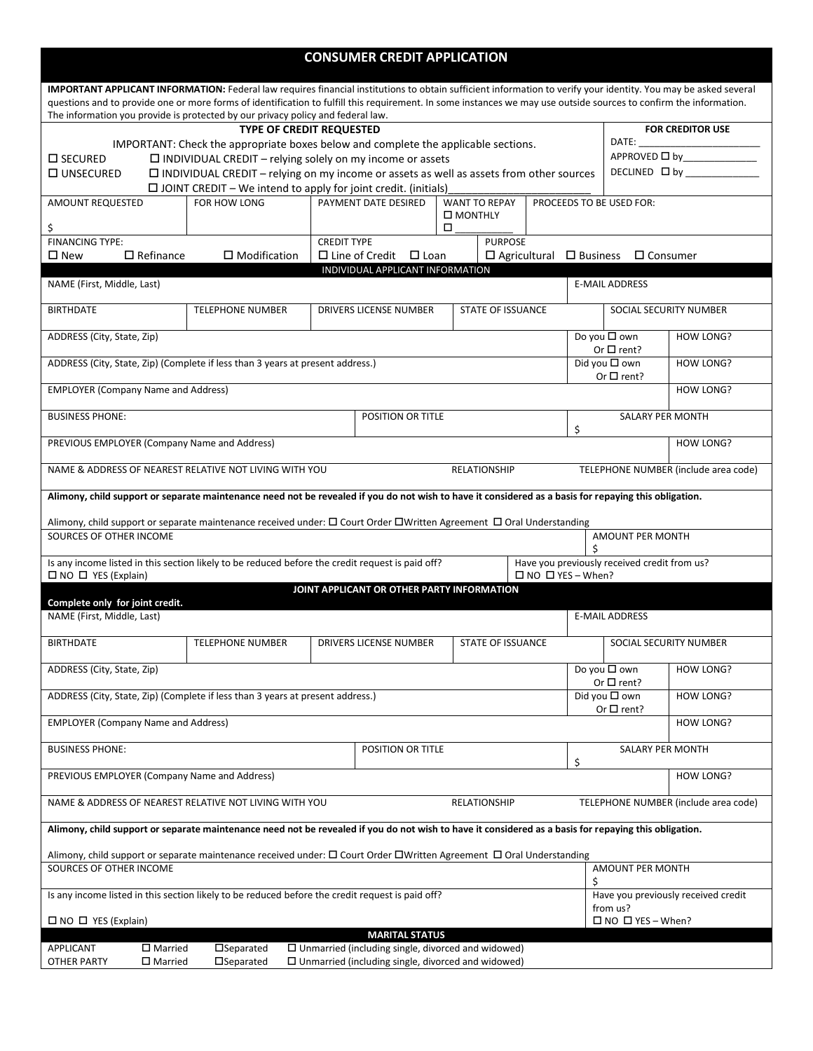# CONSUMER CREDIT APPLICATION

**IMPORTANT APPLICANT INFORMATION:** Federal law requires financial institutions to obtain sufficient information to verify your identity. You may be asked several questions and to provide one or more forms of identification to fulfill this requirement. In some instances we may use outside sources to confirm the information. The information you provide is protected by our privacy policy and federal law.

## TYPE OF CREDIT REQUESTED

IMPORTANT: Check the appropriate boxes below and complete the applicable sections.

- ☐ SECURED
- ☐ UNSECURED

- ☐ INDIVIDUAL CREDIT – relying solely on my income or assets
- ☐ INDIVIDUAL CREDIT – relying on my income or assets as well as assets from other sources
- ☐ JOINT CREDIT – We intend to apply for joint credit. (initials)________________________

**FOR CREDITOR USE**

DATE: ______________________

APPROVED ☐ by_____________

DECLINED ☐ by _____________

| AMOUNT REQUESTED | FOR HOW LONG | PAYMENT DATE DESIRED | WANT TO REPAY | PROCEEDS TO BE USED FOR: |
|---|---|---|---|---|
| $ | | | ☐ MONTHLY<br>☐ __________ | |

| FINANCING TYPE: | CREDIT TYPE | PURPOSE |
|---|---|---|
| ☐ New ☐ Refinance ☐ Modification | ☐ Line of Credit ☐ Loan | ☐ Agricultural ☐ Business ☐ Consumer |

## INDIVIDUAL APPLICANT INFORMATION

| NAME (First, Middle, Last) | | | | E-MAIL ADDRESS |
|---|---|---|---|---|
| **BIRTHDATE** | **TELEPHONE NUMBER** | **DRIVERS LICENSE NUMBER** | **STATE OF ISSUANCE** | **SOCIAL SECURITY NUMBER** |
| | | | | |

| ADDRESS (City, State, Zip) | Do you ☐ own Or ☐ rent? | HOW LONG? |
|---|---|---|
| ADDRESS (City, State, Zip) (Complete if less than 3 years at present address.) | Did you ☐ own Or ☐ rent? | HOW LONG? |
| EMPLOYER (Company Name and Address) | | HOW LONG? |

| BUSINESS PHONE: | POSITION OR TITLE | SALARY PER MONTH |
|---|---|---|
| | | $ |

| PREVIOUS EMPLOYER (Company Name and Address) | | HOW LONG? |
|---|---|---|
| NAME & ADDRESS OF NEAREST RELATIVE NOT LIVING WITH YOU | RELATIONSHIP | TELEPHONE NUMBER (include area code) |

**Alimony, child support or separate maintenance need not be revealed if you do not wish to have it considered as a basis for repaying this obligation.**

Alimony, child support or separate maintenance received under: ☐ Court Order ☐ Written Agreement ☐ Oral Understanding

| SOURCES OF OTHER INCOME | AMOUNT PER MONTH |
|---|---|
| | $ |
| Is any income listed in this section likely to be reduced before the credit request is paid off?<br>☐ NO ☐ YES (Explain) | Have you previously received credit from us?<br>☐ NO ☐ YES – When? |

## JOINT APPLICANT OR OTHER PARTY INFORMATION

**Complete only for joint credit.**

| NAME (First, Middle, Last) | | | | E-MAIL ADDRESS |
|---|---|---|---|---|
| **BIRTHDATE** | **TELEPHONE NUMBER** | **DRIVERS LICENSE NUMBER** | **STATE OF ISSUANCE** | **SOCIAL SECURITY NUMBER** |
| | | | | |

| ADDRESS (City, State, Zip) | Do you ☐ own Or ☐ rent? | HOW LONG? |
|---|---|---|
| ADDRESS (City, State, Zip) (Complete if less than 3 years at present address.) | Did you ☐ own Or ☐ rent? | HOW LONG? |
| EMPLOYER (Company Name and Address) | | HOW LONG? |

| BUSINESS PHONE: | POSITION OR TITLE | SALARY PER MONTH |
|---|---|---|
| | | $ |

| PREVIOUS EMPLOYER (Company Name and Address) | | HOW LONG? |
|---|---|---|
| NAME & ADDRESS OF NEAREST RELATIVE NOT LIVING WITH YOU | RELATIONSHIP | TELEPHONE NUMBER (include area code) |

**Alimony, child support or separate maintenance need not be revealed if you do not wish to have it considered as a basis for repaying this obligation.**

Alimony, child support or separate maintenance received under: ☐ Court Order ☐ Written Agreement ☐ Oral Understanding

| SOURCES OF OTHER INCOME | AMOUNT PER MONTH |
|---|---|
| | $ |
| Is any income listed in this section likely to be reduced before the credit request is paid off?<br>☐ NO ☐ YES (Explain) | Have you previously received credit from us?<br>☐ NO ☐ YES – When? |

## MARITAL STATUS

| | | | |
|---|---|---|---|
| APPLICANT | ☐ Married | ☐ Separated | ☐ Unmarried (including single, divorced and widowed) |
| OTHER PARTY | ☐ Married | ☐ Separated | ☐ Unmarried (including single, divorced and widowed) |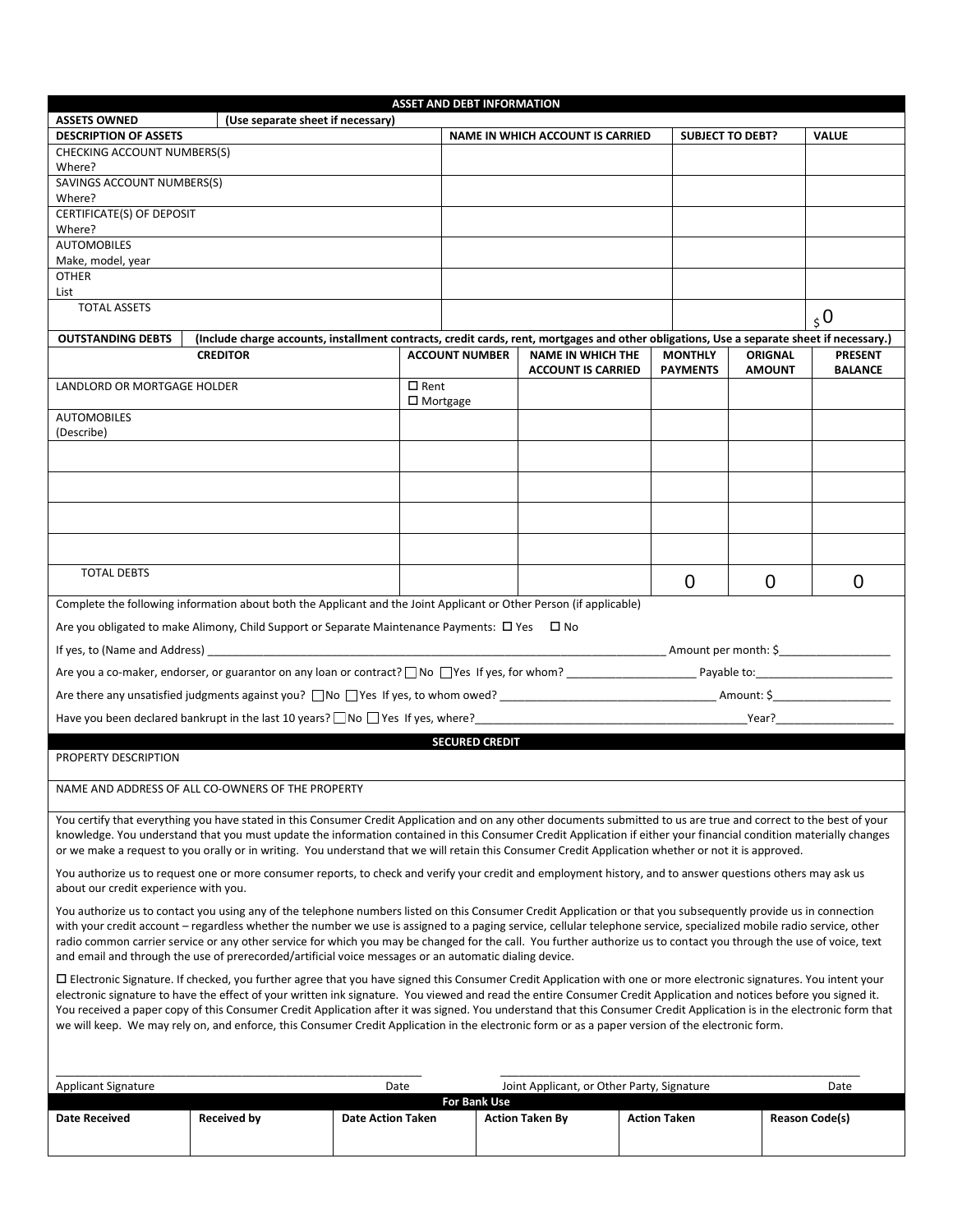## ASSET AND DEBT INFORMATION

**ASSETS OWNED** (Use separate sheet if necessary)

| DESCRIPTION OF ASSETS | NAME IN WHICH ACCOUNT IS CARRIED | SUBJECT TO DEBT? | VALUE |
|---|---|---|---|
| CHECKING ACCOUNT NUMBERS(S)<br>Where? | | | |
| SAVINGS ACCOUNT NUMBERS(S)<br>Where? | | | |
| CERTIFICATE(S) OF DEPOSIT<br>Where? | | | |
| AUTOMOBILES<br>Make, model, year | | | |
| OTHER<br>List | | | |
| TOTAL ASSETS | | | $ 0 |

**OUTSTANDING DEBTS** (Include charge accounts, installment contracts, credit cards, rent, mortgages and other obligations, Use a separate sheet if necessary.)

| CREDITOR | ACCOUNT NUMBER | NAME IN WHICH THE ACCOUNT IS CARRIED | MONTHLY PAYMENTS | ORIGNAL AMOUNT | PRESENT BALANCE |
|---|---|---|---|---|---|
| LANDLORD OR MORTGAGE HOLDER | ☐ Rent<br>☐ Mortgage | | | | |
| AUTOMOBILES<br>(Describe) | | | | | |
| | | | | | |
| | | | | | |
| | | | | | |
| | | | | | |
| TOTAL DEBTS | | | 0 | 0 | 0 |

Complete the following information about both the Applicant and the Joint Applicant or Other Person (if applicable)

Are you obligated to make Alimony, Child Support or Separate Maintenance Payments: ☐ Yes ☐ No

If yes, to (Name and Address) ____________________ Amount per month: $__________

Are you a co-maker, endorser, or guarantor on any loan or contract? ☐ No ☐ Yes If yes, for whom? __________ Payable to: __________

Are there any unsatisfied judgments against you? ☐ No ☐ Yes If yes, to whom owed? __________ Amount: $__________

Have you been declared bankrupt in the last 10 years? ☐ No ☐ Yes If yes, where? __________ Year? __________

## SECURED CREDIT

PROPERTY DESCRIPTION

NAME AND ADDRESS OF ALL CO-OWNERS OF THE PROPERTY

You certify that everything you have stated in this Consumer Credit Application and on any other documents submitted to us are true and correct to the best of your knowledge. You understand that you must update the information contained in this Consumer Credit Application if either your financial condition materially changes or we make a request to you orally or in writing. You understand that we will retain this Consumer Credit Application whether or not it is approved.

You authorize us to request one or more consumer reports, to check and verify your credit and employment history, and to answer questions others may ask us about our credit experience with you.

You authorize us to contact you using any of the telephone numbers listed on this Consumer Credit Application or that you subsequently provide us in connection with your credit account – regardless whether the number we use is assigned to a paging service, cellular telephone service, specialized mobile radio service, other radio common carrier service or any other service for which you may be changed for the call. You further authorize us to contact you through the use of voice, text and email and through the use of prerecorded/artificial voice messages or an automatic dialing device.

☐ Electronic Signature. If checked, you further agree that you have signed this Consumer Credit Application with one or more electronic signatures. You intent your electronic signature to have the effect of your written ink signature. You viewed and read the entire Consumer Credit Application and notices before you signed it. You received a paper copy of this Consumer Credit Application after it was signed. You understand that this Consumer Credit Application is in the electronic form that we will keep. We may rely on, and enforce, this Consumer Credit Application in the electronic form or as a paper version of the electronic form.

______________________________ Applicant Signature Date

______________________________ Joint Applicant, or Other Party, Signature Date

## For Bank Use

| Date Received | Received by | Date Action Taken | Action Taken By | Action Taken | Reason Code(s) |
|---|---|---|---|---|---|
| | | | | | |